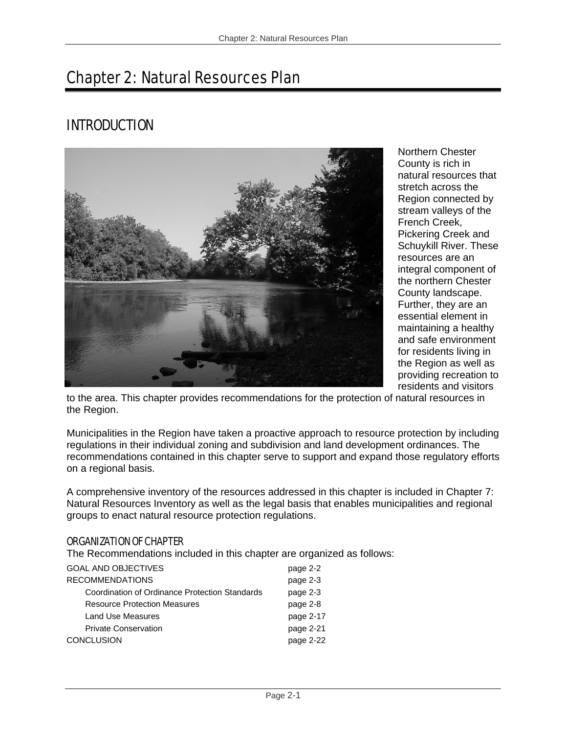# Chapter 2: Natural Resources Plan

## INTRODUCTION

Northern Chester County is rich in natural resources that stretch across the Region connected by stream valleys of the French Creek, Pickering Creek and Schuylkill River. These resources are an integral component of the northern Chester County landscape. Further, they are an essential element in maintaining a healthy and safe environment for residents living in the Region as well as providing recreation to residents and visitors to the area. This chapter provides recommendations for the protection of natural resources in the Region.

Municipalities in the Region have taken a proactive approach to resource protection by including regulations in their individual zoning and subdivision and land development ordinances. The recommendations contained in this chapter serve to support and expand those regulatory efforts on a regional basis.

A comprehensive inventory of the resources addressed in this chapter is included in Chapter 7: Natural Resources Inventory as well as the legal basis that enables municipalities and regional groups to enact natural resource protection regulations.

### ORGANIZATION OF CHAPTER

The Recommendations included in this chapter are organized as follows:

| | |
|---|---|
| GOAL AND OBJECTIVES | page 2-2 |
| RECOMMENDATIONS | page 2-3 |
| Coordination of Ordinance Protection Standards | page 2-3 |
| Resource Protection Measures | page 2-8 |
| Land Use Measures | page 2-17 |
| Private Conservation | page 2-21 |
| CONCLUSION | page 2-22 |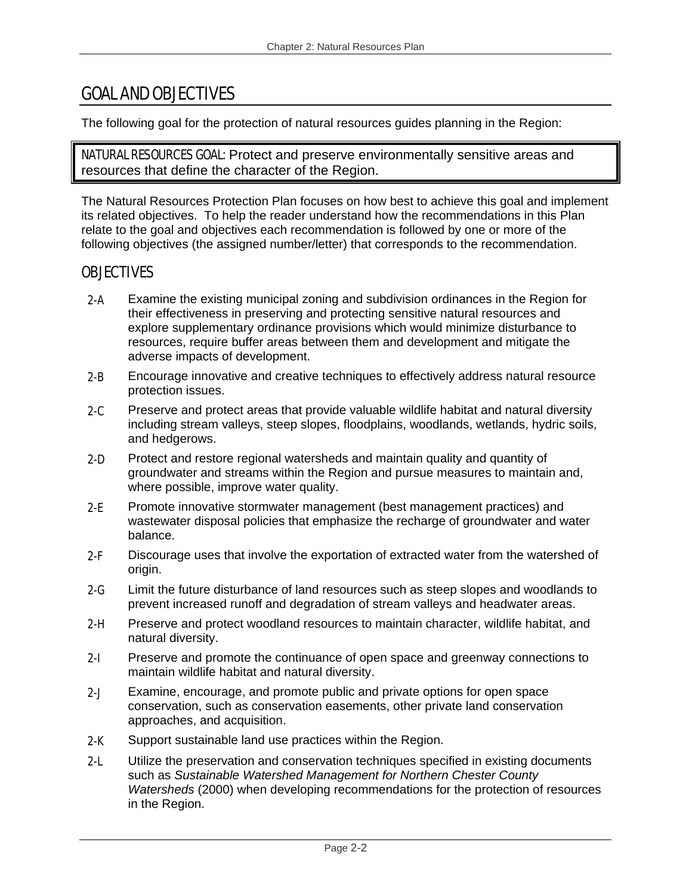# GOAL AND OBJECTIVES

The following goal for the protection of natural resources guides planning in the Region:

> NATURAL RESOURCES GOAL: Protect and preserve environmentally sensitive areas and resources that define the character of the Region.

The Natural Resources Protection Plan focuses on how best to achieve this goal and implement its related objectives. To help the reader understand how the recommendations in this Plan relate to the goal and objectives each recommendation is followed by one or more of the following objectives (the assigned number/letter) that corresponds to the recommendation.

## OBJECTIVES

- **2-A** Examine the existing municipal zoning and subdivision ordinances in the Region for their effectiveness in preserving and protecting sensitive natural resources and explore supplementary ordinance provisions which would minimize disturbance to resources, require buffer areas between them and development and mitigate the adverse impacts of development.
- **2-B** Encourage innovative and creative techniques to effectively address natural resource protection issues.
- **2-C** Preserve and protect areas that provide valuable wildlife habitat and natural diversity including stream valleys, steep slopes, floodplains, woodlands, wetlands, hydric soils, and hedgerows.
- **2-D** Protect and restore regional watersheds and maintain quality and quantity of groundwater and streams within the Region and pursue measures to maintain and, where possible, improve water quality.
- **2-E** Promote innovative stormwater management (best management practices) and wastewater disposal policies that emphasize the recharge of groundwater and water balance.
- **2-F** Discourage uses that involve the exportation of extracted water from the watershed of origin.
- **2-G** Limit the future disturbance of land resources such as steep slopes and woodlands to prevent increased runoff and degradation of stream valleys and headwater areas.
- **2-H** Preserve and protect woodland resources to maintain character, wildlife habitat, and natural diversity.
- **2-I** Preserve and promote the continuance of open space and greenway connections to maintain wildlife habitat and natural diversity.
- **2-J** Examine, encourage, and promote public and private options for open space conservation, such as conservation easements, other private land conservation approaches, and acquisition.
- **2-K** Support sustainable land use practices within the Region.
- **2-L** Utilize the preservation and conservation techniques specified in existing documents such as *Sustainable Watershed Management for Northern Chester County Watersheds* (2000) when developing recommendations for the protection of resources in the Region.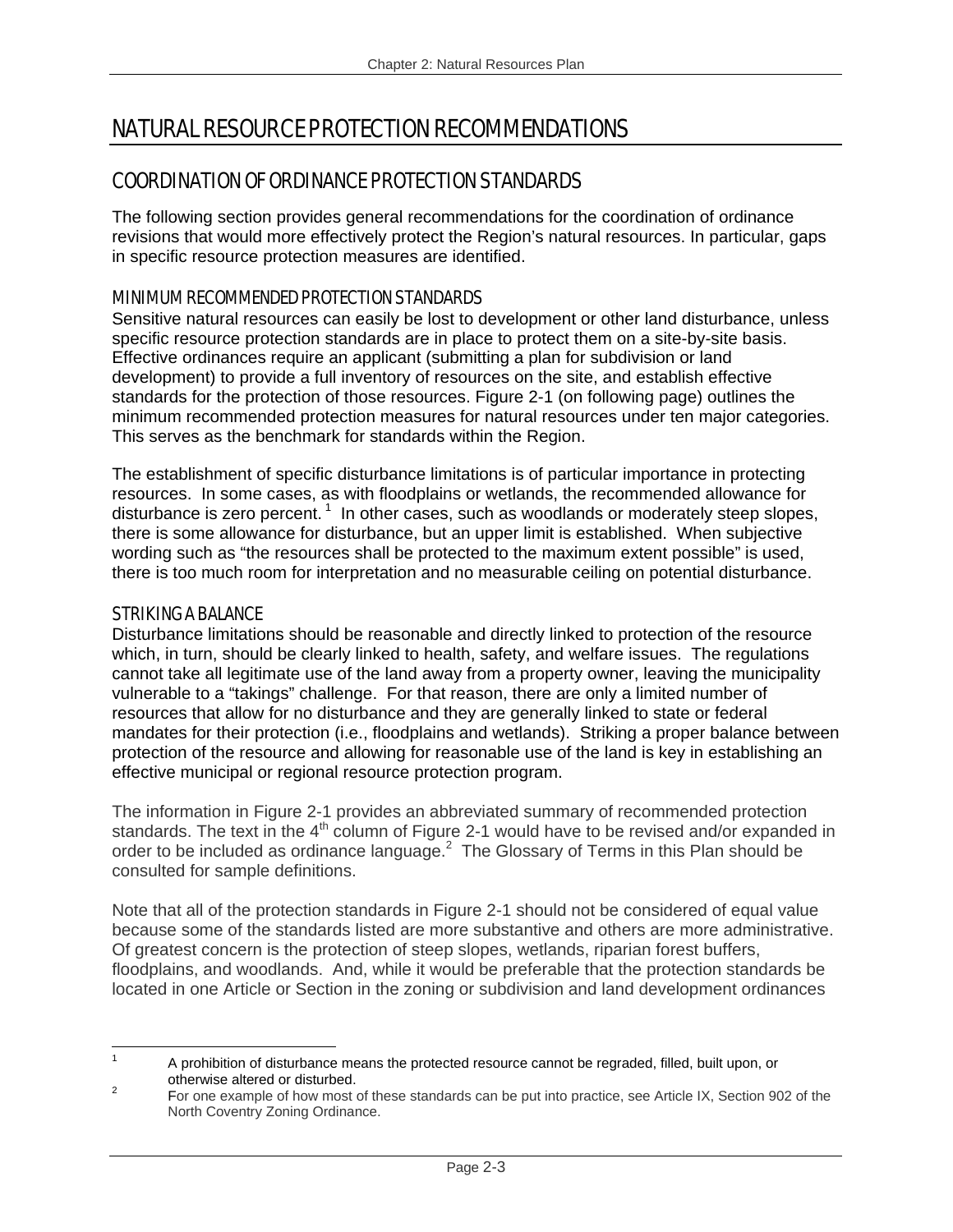# NATURAL RESOURCE PROTECTION RECOMMENDATIONS

## COORDINATION OF ORDINANCE PROTECTION STANDARDS

The following section provides general recommendations for the coordination of ordinance revisions that would more effectively protect the Region's natural resources. In particular, gaps in specific resource protection measures are identified.

### MINIMUM RECOMMENDED PROTECTION STANDARDS

Sensitive natural resources can easily be lost to development or other land disturbance, unless specific resource protection standards are in place to protect them on a site-by-site basis. Effective ordinances require an applicant (submitting a plan for subdivision or land development) to provide a full inventory of resources on the site, and establish effective standards for the protection of those resources. Figure 2-1 (on following page) outlines the minimum recommended protection measures for natural resources under ten major categories. This serves as the benchmark for standards within the Region.

The establishment of specific disturbance limitations is of particular importance in protecting resources. In some cases, as with floodplains or wetlands, the recommended allowance for disturbance is zero percent.[1] In other cases, such as woodlands or moderately steep slopes, there is some allowance for disturbance, but an upper limit is established. When subjective wording such as "the resources shall be protected to the maximum extent possible" is used, there is too much room for interpretation and no measurable ceiling on potential disturbance.

### STRIKING A BALANCE

Disturbance limitations should be reasonable and directly linked to protection of the resource which, in turn, should be clearly linked to health, safety, and welfare issues. The regulations cannot take all legitimate use of the land away from a property owner, leaving the municipality vulnerable to a "takings" challenge. For that reason, there are only a limited number of resources that allow for no disturbance and they are generally linked to state or federal mandates for their protection (i.e., floodplains and wetlands). Striking a proper balance between protection of the resource and allowing for reasonable use of the land is key in establishing an effective municipal or regional resource protection program.

The information in Figure 2-1 provides an abbreviated summary of recommended protection standards. The text in the 4th column of Figure 2-1 would have to be revised and/or expanded in order to be included as ordinance language.[2] The Glossary of Terms in this Plan should be consulted for sample definitions.

Note that all of the protection standards in Figure 2-1 should not be considered of equal value because some of the standards listed are more substantive and others are more administrative. Of greatest concern is the protection of steep slopes, wetlands, riparian forest buffers, floodplains, and woodlands. And, while it would be preferable that the protection standards be located in one Article or Section in the zoning or subdivision and land development ordinances

---

[1] A prohibition of disturbance means the protected resource cannot be regraded, filled, built upon, or otherwise altered or disturbed.

[2] For one example of how most of these standards can be put into practice, see Article IX, Section 902 of the North Coventry Zoning Ordinance.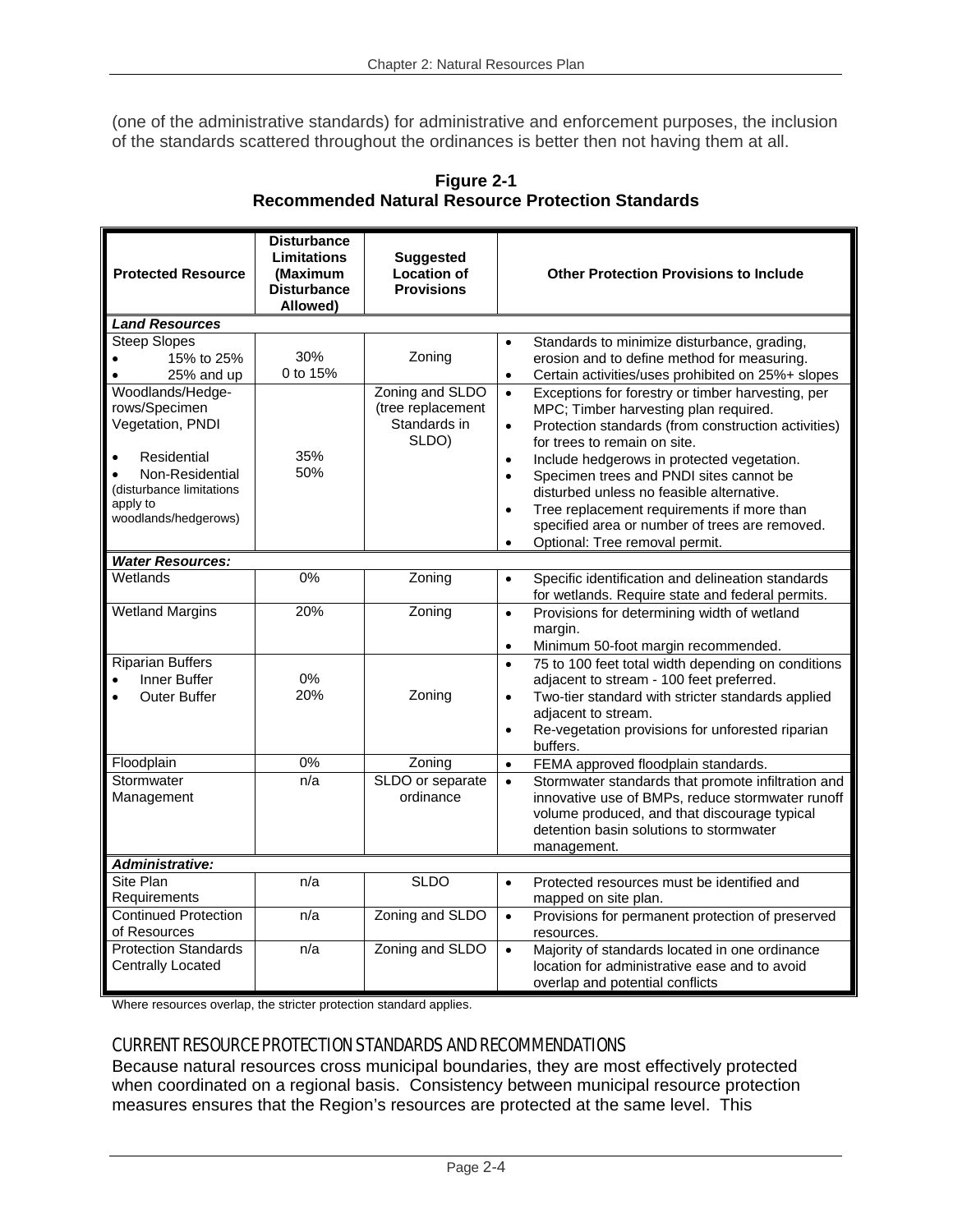(one of the administrative standards) for administrative and enforcement purposes, the inclusion of the standards scattered throughout the ordinances is better then not having them at all.

**Figure 2-1**
**Recommended Natural Resource Protection Standards**

| Protected Resource | Disturbance Limitations (Maximum Disturbance Allowed) | Suggested Location of Provisions | Other Protection Provisions to Include |
|---|---|---|---|
| ***Land Resources*** | | | |
| Steep Slopes<br>• 15% to 25%<br>• 25% and up | 30%<br>0 to 15% | Zoning | • Standards to minimize disturbance, grading, erosion and to define method for measuring.<br>• Certain activities/uses prohibited on 25%+ slopes |
| Woodlands/Hedge-rows/Specimen Vegetation, PNDI<br>• Residential<br>• Non-Residential<br>(disturbance limitations apply to woodlands/hedgerows) | 35%<br>50% | Zoning and SLDO (tree replacement Standards in SLDO) | • Exceptions for forestry or timber harvesting, per MPC; Timber harvesting plan required.<br>• Protection standards (from construction activities) for trees to remain on site.<br>• Include hedgerows in protected vegetation.<br>• Specimen trees and PNDI sites cannot be disturbed unless no feasible alternative.<br>• Tree replacement requirements if more than specified area or number of trees are removed.<br>• Optional: Tree removal permit. |
| ***Water Resources:*** | | | |
| Wetlands | 0% | Zoning | • Specific identification and delineation standards for wetlands. Require state and federal permits. |
| Wetland Margins | 20% | Zoning | • Provisions for determining width of wetland margin.<br>• Minimum 50-foot margin recommended. |
| Riparian Buffers<br>• Inner Buffer<br>• Outer Buffer | 0%<br>20% | Zoning | • 75 to 100 feet total width depending on conditions adjacent to stream - 100 feet preferred.<br>• Two-tier standard with stricter standards applied adjacent to stream.<br>• Re-vegetation provisions for unforested riparian buffers. |
| Floodplain | 0% | Zoning | • FEMA approved floodplain standards. |
| Stormwater Management | n/a | SLDO or separate ordinance | • Stormwater standards that promote infiltration and innovative use of BMPs, reduce stormwater runoff volume produced, and that discourage typical detention basin solutions to stormwater management. |
| ***Administrative:*** | | | |
| Site Plan Requirements | n/a | SLDO | • Protected resources must be identified and mapped on site plan. |
| Continued Protection of Resources | n/a | Zoning and SLDO | • Provisions for permanent protection of preserved resources. |
| Protection Standards Centrally Located | n/a | Zoning and SLDO | • Majority of standards located in one ordinance location for administrative ease and to avoid overlap and potential conflicts |

Where resources overlap, the stricter protection standard applies.

## CURRENT RESOURCE PROTECTION STANDARDS AND RECOMMENDATIONS

Because natural resources cross municipal boundaries, they are most effectively protected when coordinated on a regional basis. Consistency between municipal resource protection measures ensures that the Region's resources are protected at the same level. This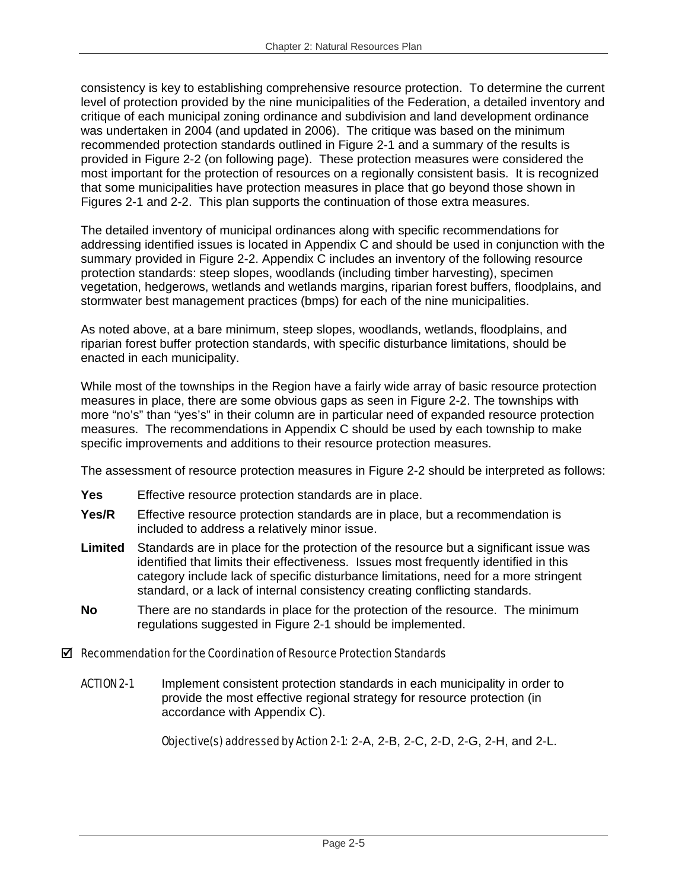consistency is key to establishing comprehensive resource protection. To determine the current level of protection provided by the nine municipalities of the Federation, a detailed inventory and critique of each municipal zoning ordinance and subdivision and land development ordinance was undertaken in 2004 (and updated in 2006). The critique was based on the minimum recommended protection standards outlined in Figure 2-1 and a summary of the results is provided in Figure 2-2 (on following page). These protection measures were considered the most important for the protection of resources on a regionally consistent basis. It is recognized that some municipalities have protection measures in place that go beyond those shown in Figures 2-1 and 2-2. This plan supports the continuation of those extra measures.

The detailed inventory of municipal ordinances along with specific recommendations for addressing identified issues is located in Appendix C and should be used in conjunction with the summary provided in Figure 2-2. Appendix C includes an inventory of the following resource protection standards: steep slopes, woodlands (including timber harvesting), specimen vegetation, hedgerows, wetlands and wetlands margins, riparian forest buffers, floodplains, and stormwater best management practices (bmps) for each of the nine municipalities.

As noted above, at a bare minimum, steep slopes, woodlands, wetlands, floodplains, and riparian forest buffer protection standards, with specific disturbance limitations, should be enacted in each municipality.

While most of the townships in the Region have a fairly wide array of basic resource protection measures in place, there are some obvious gaps as seen in Figure 2-2. The townships with more "no's" than "yes's" in their column are in particular need of expanded resource protection measures. The recommendations in Appendix C should be used by each township to make specific improvements and additions to their resource protection measures.

The assessment of resource protection measures in Figure 2-2 should be interpreted as follows:

**Yes** Effective resource protection standards are in place.

**Yes/R** Effective resource protection standards are in place, but a recommendation is included to address a relatively minor issue.

**Limited** Standards are in place for the protection of the resource but a significant issue was identified that limits their effectiveness. Issues most frequently identified in this category include lack of specific disturbance limitations, need for a more stringent standard, or a lack of internal consistency creating conflicting standards.

**No** There are no standards in place for the protection of the resource. The minimum regulations suggested in Figure 2-1 should be implemented.

☑ *Recommendation for the Coordination of Resource Protection Standards*

*ACTION 2-1* Implement consistent protection standards in each municipality in order to provide the most effective regional strategy for resource protection (in accordance with Appendix C).

*Objective(s) addressed by Action 2-1*: 2-A, 2-B, 2-C, 2-D, 2-G, 2-H, and 2-L.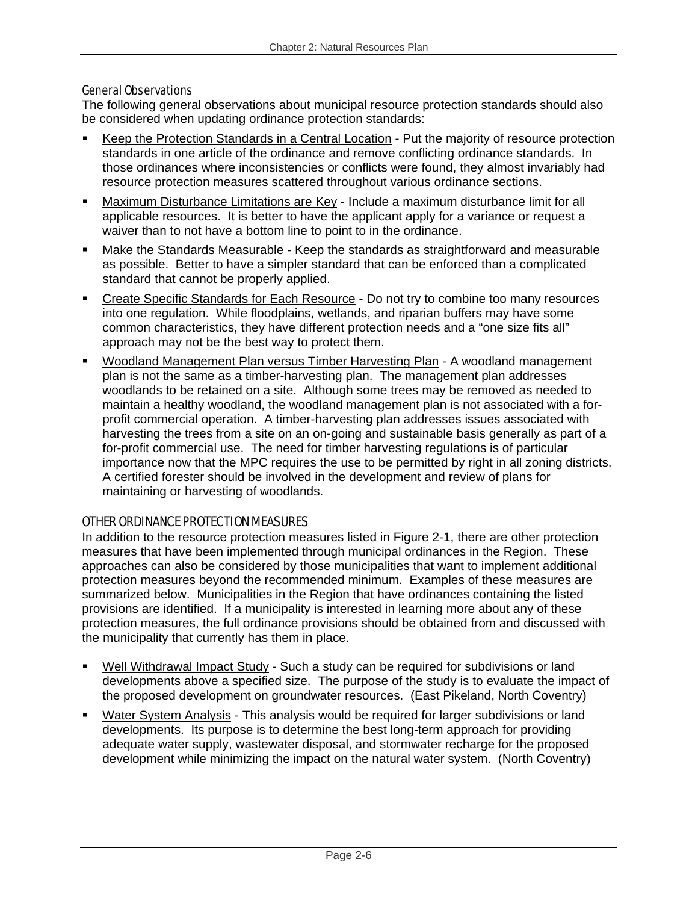### General Observations

The following general observations about municipal resource protection standards should also be considered when updating ordinance protection standards:

- Keep the Protection Standards in a Central Location - Put the majority of resource protection standards in one article of the ordinance and remove conflicting ordinance standards. In those ordinances where inconsistencies or conflicts were found, they almost invariably had resource protection measures scattered throughout various ordinance sections.
- Maximum Disturbance Limitations are Key - Include a maximum disturbance limit for all applicable resources. It is better to have the applicant apply for a variance or request a waiver than to not have a bottom line to point to in the ordinance.
- Make the Standards Measurable - Keep the standards as straightforward and measurable as possible. Better to have a simpler standard that can be enforced than a complicated standard that cannot be properly applied.
- Create Specific Standards for Each Resource - Do not try to combine too many resources into one regulation. While floodplains, wetlands, and riparian buffers may have some common characteristics, they have different protection needs and a "one size fits all" approach may not be the best way to protect them.
- Woodland Management Plan versus Timber Harvesting Plan - A woodland management plan is not the same as a timber-harvesting plan. The management plan addresses woodlands to be retained on a site. Although some trees may be removed as needed to maintain a healthy woodland, the woodland management plan is not associated with a for-profit commercial operation. A timber-harvesting plan addresses issues associated with harvesting the trees from a site on an on-going and sustainable basis generally as part of a for-profit commercial use. The need for timber harvesting regulations is of particular importance now that the MPC requires the use to be permitted by right in all zoning districts. A certified forester should be involved in the development and review of plans for maintaining or harvesting of woodlands.

## OTHER ORDINANCE PROTECTION MEASURES

In addition to the resource protection measures listed in Figure 2-1, there are other protection measures that have been implemented through municipal ordinances in the Region. These approaches can also be considered by those municipalities that want to implement additional protection measures beyond the recommended minimum. Examples of these measures are summarized below. Municipalities in the Region that have ordinances containing the listed provisions are identified. If a municipality is interested in learning more about any of these protection measures, the full ordinance provisions should be obtained from and discussed with the municipality that currently has them in place.

- Well Withdrawal Impact Study - Such a study can be required for subdivisions or land developments above a specified size. The purpose of the study is to evaluate the impact of the proposed development on groundwater resources. (East Pikeland, North Coventry)
- Water System Analysis - This analysis would be required for larger subdivisions or land developments. Its purpose is to determine the best long-term approach for providing adequate water supply, wastewater disposal, and stormwater recharge for the proposed development while minimizing the impact on the natural water system. (North Coventry)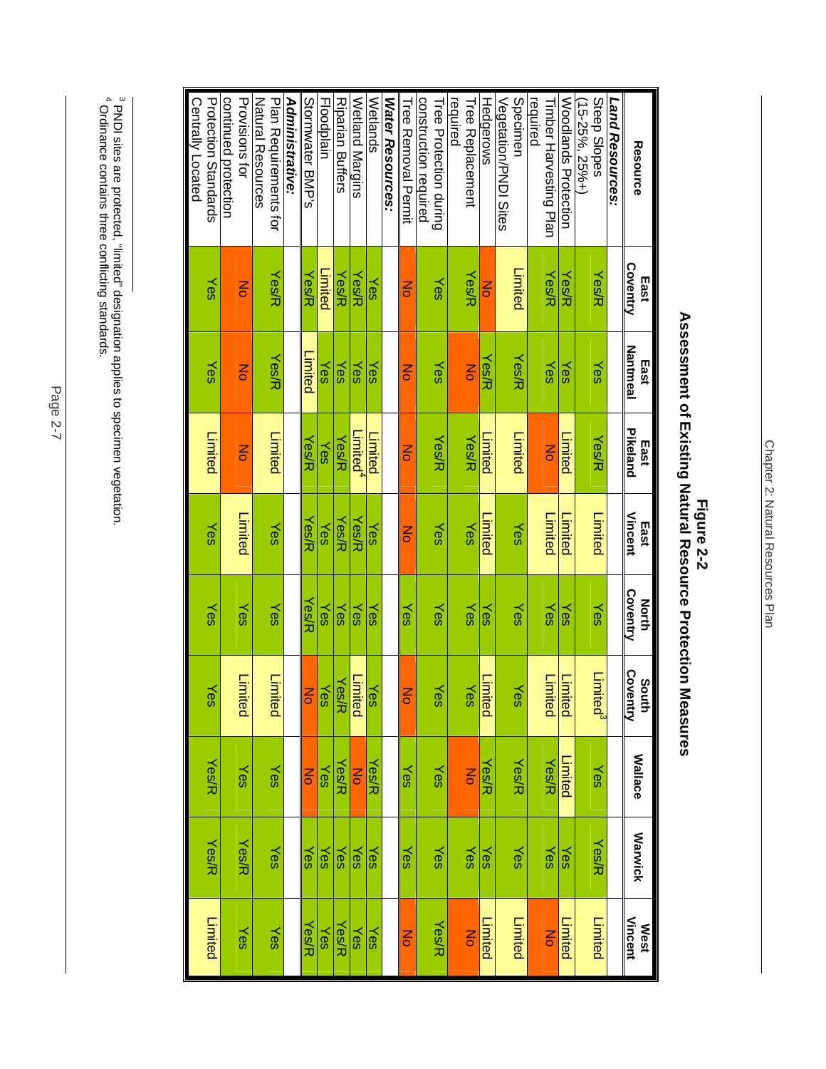**Figure 2-2**
**Assessment of Existing Natural Resource Protection Measures**

| Resource | East Coventry | East Nantmeal | East Pikeland | East Vincent | North Coventry | South Coventry | Wallace | Warwick | West Vincent |
|---|---|---|---|---|---|---|---|---|---|
| ***Land Resources:*** | | | | | | | | | |
| Steep Slopes (15-25%, 25%+) | Yes/R | Yes | Yes/R | Limited | Yes | Limited[3] | Yes | Yes/R | Limited |
| Woodlands Protection | Yes/R | Yes | Limited | Limited | Yes | Limited | Limited | Yes | Limited |
| Timber Harvesting Plan required | Yes/R | Yes | No | Limited | Yes | Limited | Yes/R | Yes | No |
| Specimen Vegetation/PNDI Sites | Limited | Yes/R | Limited | Yes | Yes | Yes | Yes/R | Yes | Limited |
| Hedgerows | No | Yes/R | Limited | Limited | Yes | Limited | Yes/R | Yes | Limited |
| Tree Replacement required | Yes/R | No | Yes/R | Yes | Yes | Yes | No | Yes | No |
| Tree Protection during construction required | Yes | Yes | Yes/R | Yes | Yes | Yes | Yes | Yes | Yes/R |
| Tree Removal Permit | No | No | No | No | Yes | No | Yes | Yes | No |
| ***Water Resources:*** | | | | | | | | | |
| Wetlands | Yes | Yes | Limited | Yes | Yes | Yes | Yes/R | Yes | Yes |
| Wetland Margins | Yes/R | Yes | Limited[4] | Yes/R | Yes | Limited | No | Yes | Yes |
| Riparian Buffers | Yes/R | Yes | Yes/R | Yes/R | Yes | Yes/R | Yes/R | Yes | Yes/R |
| Floodplain | Limited | Yes | Yes | Yes | Yes | Yes | Yes | Yes | Yes |
| Stormwater BMP's | Yes/R | Limited | Yes/R | Yes/R | Yes/R | No | No | Yes | Yes/R |
| ***Administrative:*** | | | | | | | | | |
| Plan Requirements for Natural Resources | Yes/R | Yes/R | Limited | Yes | Yes | Limited | Yes | Yes | Yes |
| Provisions for continued protection | No | No | No | Limited | Yes | Limited | Yes | Yes/R | Yes |
| Protection Standards Centrally Located | Yes | Yes | Limited | Yes | Yes | Yes | Yes/R | Yes/R | Limited |

[3] PNDI sites are protected, "limited" designation applies to specimen vegetation.
[4] Ordinance contains three conflicting standards.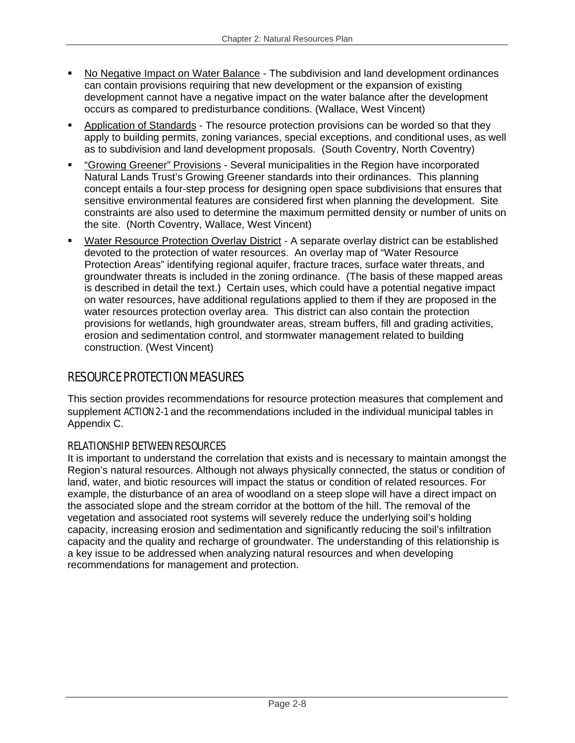- No Negative Impact on Water Balance - The subdivision and land development ordinances can contain provisions requiring that new development or the expansion of existing development cannot have a negative impact on the water balance after the development occurs as compared to predisturbance conditions. (Wallace, West Vincent)
- Application of Standards - The resource protection provisions can be worded so that they apply to building permits, zoning variances, special exceptions, and conditional uses, as well as to subdivision and land development proposals. (South Coventry, North Coventry)
- "Growing Greener" Provisions - Several municipalities in the Region have incorporated Natural Lands Trust's Growing Greener standards into their ordinances. This planning concept entails a four-step process for designing open space subdivisions that ensures that sensitive environmental features are considered first when planning the development. Site constraints are also used to determine the maximum permitted density or number of units on the site. (North Coventry, Wallace, West Vincent)
- Water Resource Protection Overlay District - A separate overlay district can be established devoted to the protection of water resources. An overlay map of "Water Resource Protection Areas" identifying regional aquifer, fracture traces, surface water threats, and groundwater threats is included in the zoning ordinance. (The basis of these mapped areas is described in detail the text.) Certain uses, which could have a potential negative impact on water resources, have additional regulations applied to them if they are proposed in the water resources protection overlay area. This district can also contain the protection provisions for wetlands, high groundwater areas, stream buffers, fill and grading activities, erosion and sedimentation control, and stormwater management related to building construction. (West Vincent)

## RESOURCE PROTECTION MEASURES

This section provides recommendations for resource protection measures that complement and supplement ACTION 2-1 and the recommendations included in the individual municipal tables in Appendix C.

### RELATIONSHIP BETWEEN RESOURCES

It is important to understand the correlation that exists and is necessary to maintain amongst the Region's natural resources. Although not always physically connected, the status or condition of land, water, and biotic resources will impact the status or condition of related resources. For example, the disturbance of an area of woodland on a steep slope will have a direct impact on the associated slope and the stream corridor at the bottom of the hill. The removal of the vegetation and associated root systems will severely reduce the underlying soil's holding capacity, increasing erosion and sedimentation and significantly reducing the soil's infiltration capacity and the quality and recharge of groundwater. The understanding of this relationship is a key issue to be addressed when analyzing natural resources and when developing recommendations for management and protection.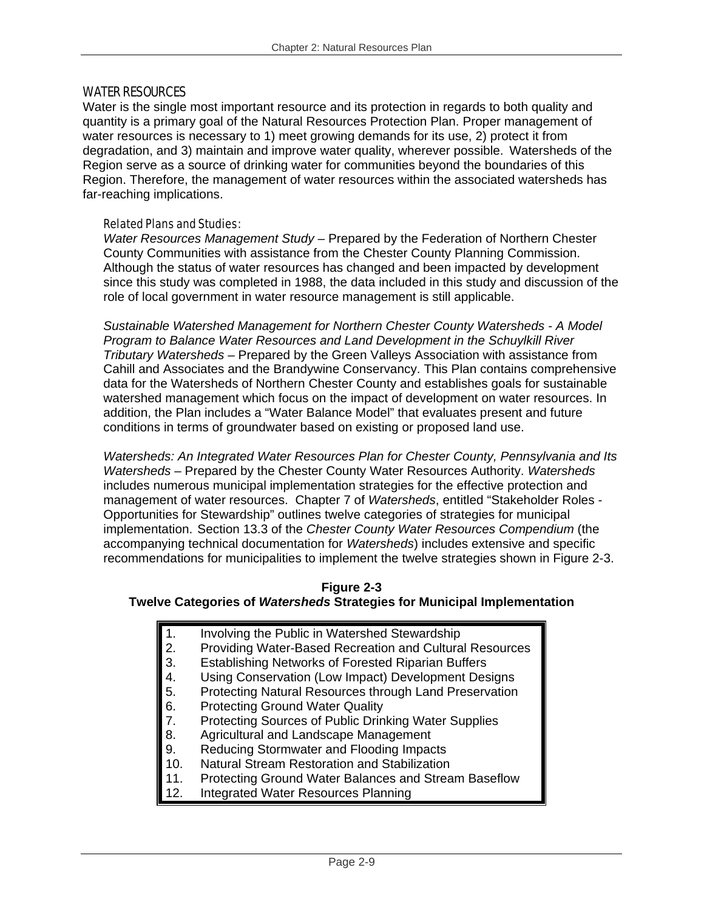## WATER RESOURCES

Water is the single most important resource and its protection in regards to both quality and quantity is a primary goal of the Natural Resources Protection Plan. Proper management of water resources is necessary to 1) meet growing demands for its use, 2) protect it from degradation, and 3) maintain and improve water quality, wherever possible. Watersheds of the Region serve as a source of drinking water for communities beyond the boundaries of this Region. Therefore, the management of water resources within the associated watersheds has far-reaching implications.

### Related Plans and Studies:

*Water Resources Management Study* – Prepared by the Federation of Northern Chester County Communities with assistance from the Chester County Planning Commission. Although the status of water resources has changed and been impacted by development since this study was completed in 1988, the data included in this study and discussion of the role of local government in water resource management is still applicable.

*Sustainable Watershed Management for Northern Chester County Watersheds - A Model Program to Balance Water Resources and Land Development in the Schuylkill River Tributary Watersheds* – Prepared by the Green Valleys Association with assistance from Cahill and Associates and the Brandywine Conservancy. This Plan contains comprehensive data for the Watersheds of Northern Chester County and establishes goals for sustainable watershed management which focus on the impact of development on water resources. In addition, the Plan includes a "Water Balance Model" that evaluates present and future conditions in terms of groundwater based on existing or proposed land use.

*Watersheds: An Integrated Water Resources Plan for Chester County, Pennsylvania and Its Watersheds* – Prepared by the Chester County Water Resources Authority. *Watersheds* includes numerous municipal implementation strategies for the effective protection and management of water resources. Chapter 7 of *Watersheds*, entitled "Stakeholder Roles - Opportunities for Stewardship" outlines twelve categories of strategies for municipal implementation. Section 13.3 of the *Chester County Water Resources Compendium* (the accompanying technical documentation for *Watersheds*) includes extensive and specific recommendations for municipalities to implement the twelve strategies shown in Figure 2-3.

**Figure 2-3**
**Twelve Categories of *Watersheds* Strategies for Municipal Implementation**

1. Involving the Public in Watershed Stewardship
2. Providing Water-Based Recreation and Cultural Resources
3. Establishing Networks of Forested Riparian Buffers
4. Using Conservation (Low Impact) Development Designs
5. Protecting Natural Resources through Land Preservation
6. Protecting Ground Water Quality
7. Protecting Sources of Public Drinking Water Supplies
8. Agricultural and Landscape Management
9. Reducing Stormwater and Flooding Impacts
10. Natural Stream Restoration and Stabilization
11. Protecting Ground Water Balances and Stream Baseflow
12. Integrated Water Resources Planning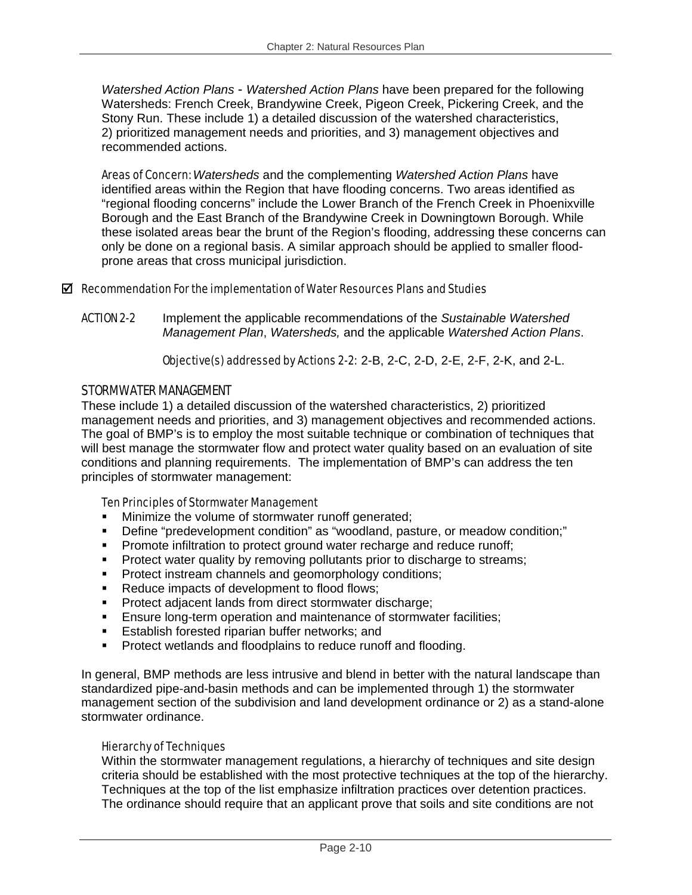*Watershed Action Plans* - *Watershed Action Plans* have been prepared for the following Watersheds: French Creek, Brandywine Creek, Pigeon Creek, Pickering Creek, and the Stony Run. These include 1) a detailed discussion of the watershed characteristics, 2) prioritized management needs and priorities, and 3) management objectives and recommended actions.

*Areas of Concern:* *Watersheds* and the complementing *Watershed Action Plans* have identified areas within the Region that have flooding concerns. Two areas identified as "regional flooding concerns" include the Lower Branch of the French Creek in Phoenixville Borough and the East Branch of the Brandywine Creek in Downingtown Borough. While these isolated areas bear the brunt of the Region's flooding, addressing these concerns can only be done on a regional basis. A similar approach should be applied to smaller flood-prone areas that cross municipal jurisdiction.

☑ *Recommendation For the implementation of Water Resources Plans and Studies*

ACTION 2-2 Implement the applicable recommendations of the *Sustainable Watershed Management Plan*, *Watersheds,* and the applicable *Watershed Action Plans*.

*Objective(s) addressed by Actions 2-2:* 2-B, 2-C, 2-D, 2-E, 2-F, 2-K, and 2-L.

## STORMWATER MANAGEMENT

These include 1) a detailed discussion of the watershed characteristics, 2) prioritized management needs and priorities, and 3) management objectives and recommended actions. The goal of BMP's is to employ the most suitable technique or combination of techniques that will best manage the stormwater flow and protect water quality based on an evaluation of site conditions and planning requirements. The implementation of BMP's can address the ten principles of stormwater management:

*Ten Principles of Stormwater Management*

- Minimize the volume of stormwater runoff generated;
- Define "predevelopment condition" as "woodland, pasture, or meadow condition;"
- Promote infiltration to protect ground water recharge and reduce runoff;
- Protect water quality by removing pollutants prior to discharge to streams;
- Protect instream channels and geomorphology conditions;
- Reduce impacts of development to flood flows;
- Protect adjacent lands from direct stormwater discharge;
- Ensure long-term operation and maintenance of stormwater facilities;
- Establish forested riparian buffer networks; and
- Protect wetlands and floodplains to reduce runoff and flooding.

In general, BMP methods are less intrusive and blend in better with the natural landscape than standardized pipe-and-basin methods and can be implemented through 1) the stormwater management section of the subdivision and land development ordinance or 2) as a stand-alone stormwater ordinance.

### *Hierarchy of Techniques*

Within the stormwater management regulations, a hierarchy of techniques and site design criteria should be established with the most protective techniques at the top of the hierarchy. Techniques at the top of the list emphasize infiltration practices over detention practices. The ordinance should require that an applicant prove that soils and site conditions are not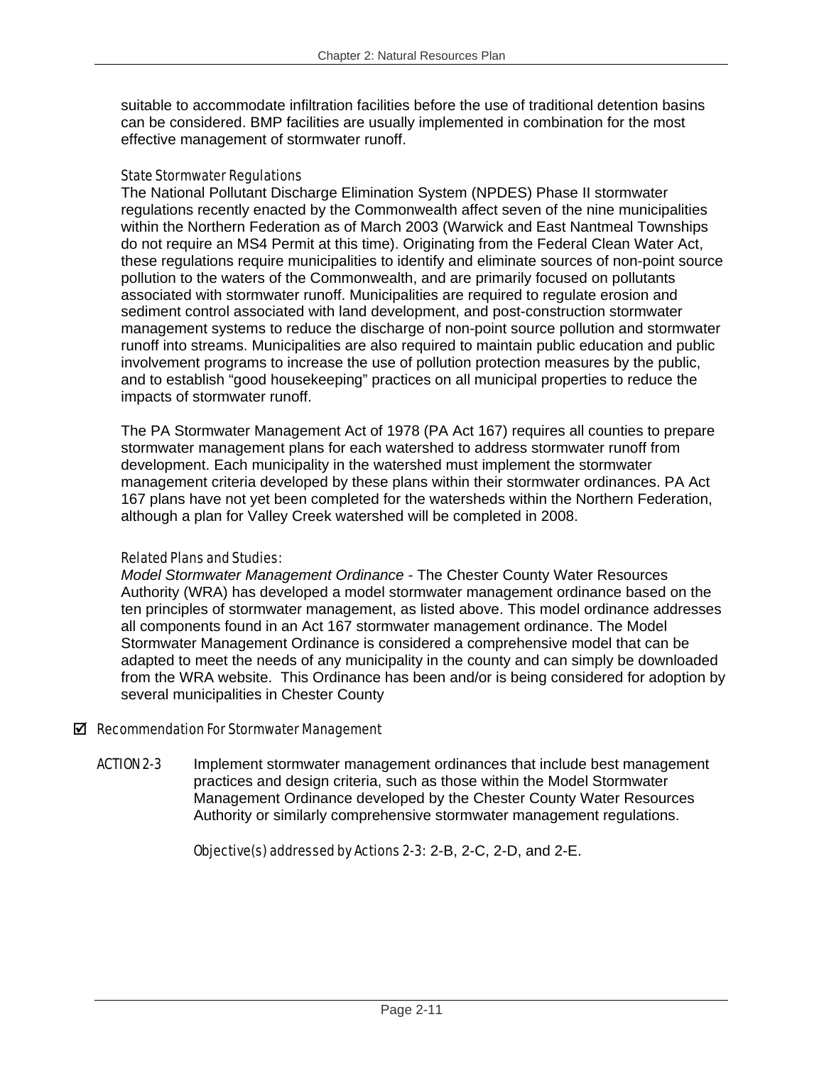suitable to accommodate infiltration facilities before the use of traditional detention basins can be considered. BMP facilities are usually implemented in combination for the most effective management of stormwater runoff.

#### State Stormwater Regulations

The National Pollutant Discharge Elimination System (NPDES) Phase II stormwater regulations recently enacted by the Commonwealth affect seven of the nine municipalities within the Northern Federation as of March 2003 (Warwick and East Nantmeal Townships do not require an MS4 Permit at this time). Originating from the Federal Clean Water Act, these regulations require municipalities to identify and eliminate sources of non-point source pollution to the waters of the Commonwealth, and are primarily focused on pollutants associated with stormwater runoff. Municipalities are required to regulate erosion and sediment control associated with land development, and post-construction stormwater management systems to reduce the discharge of non-point source pollution and stormwater runoff into streams. Municipalities are also required to maintain public education and public involvement programs to increase the use of pollution protection measures by the public, and to establish "good housekeeping" practices on all municipal properties to reduce the impacts of stormwater runoff.

The PA Stormwater Management Act of 1978 (PA Act 167) requires all counties to prepare stormwater management plans for each watershed to address stormwater runoff from development. Each municipality in the watershed must implement the stormwater management criteria developed by these plans within their stormwater ordinances. PA Act 167 plans have not yet been completed for the watersheds within the Northern Federation, although a plan for Valley Creek watershed will be completed in 2008.

#### Related Plans and Studies:

*Model Stormwater Management Ordinance* - The Chester County Water Resources Authority (WRA) has developed a model stormwater management ordinance based on the ten principles of stormwater management, as listed above. This model ordinance addresses all components found in an Act 167 stormwater management ordinance. The Model Stormwater Management Ordinance is considered a comprehensive model that can be adapted to meet the needs of any municipality in the county and can simply be downloaded from the WRA website. This Ordinance has been and/or is being considered for adoption by several municipalities in Chester County

### ☑ Recommendation For Stormwater Management

ACTION 2-3 Implement stormwater management ordinances that include best management practices and design criteria, such as those within the Model Stormwater Management Ordinance developed by the Chester County Water Resources Authority or similarly comprehensive stormwater management regulations.

Objective(s) addressed by Actions 2-3: 2-B, 2-C, 2-D, and 2-E.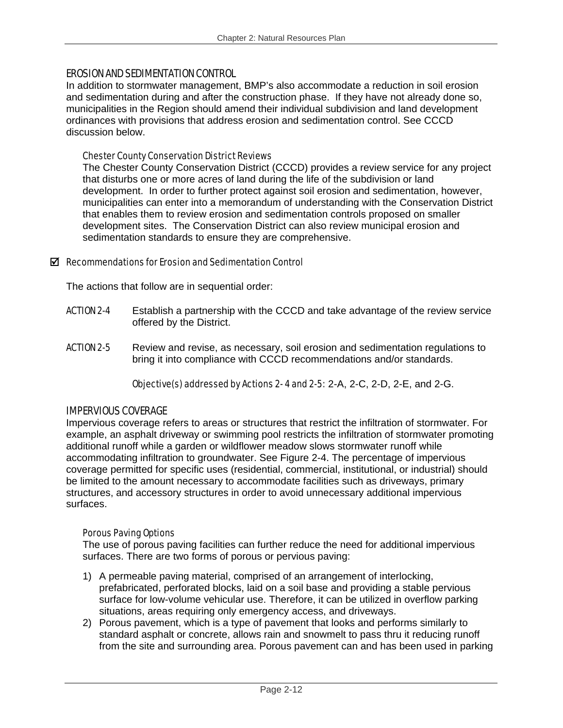## EROSION AND SEDIMENTATION CONTROL

In addition to stormwater management, BMP's also accommodate a reduction in soil erosion and sedimentation during and after the construction phase. If they have not already done so, municipalities in the Region should amend their individual subdivision and land development ordinances with provisions that address erosion and sedimentation control. See CCCD discussion below.

### Chester County Conservation District Reviews

The Chester County Conservation District (CCCD) provides a review service for any project that disturbs one or more acres of land during the life of the subdivision or land development. In order to further protect against soil erosion and sedimentation, however, municipalities can enter into a memorandum of understanding with the Conservation District that enables them to review erosion and sedimentation controls proposed on smaller development sites. The Conservation District can also review municipal erosion and sedimentation standards to ensure they are comprehensive.

☑ *Recommendations for Erosion and Sedimentation Control*

The actions that follow are in sequential order:

ACTION 2-4 Establish a partnership with the CCCD and take advantage of the review service offered by the District.

ACTION 2-5 Review and revise, as necessary, soil erosion and sedimentation regulations to bring it into compliance with CCCD recommendations and/or standards.

*Objective(s) addressed by Actions 2- 4 and 2-5:* 2-A, 2-C, 2-D, 2-E, and 2-G.

## IMPERVIOUS COVERAGE

Impervious coverage refers to areas or structures that restrict the infiltration of stormwater. For example, an asphalt driveway or swimming pool restricts the infiltration of stormwater promoting additional runoff while a garden or wildflower meadow slows stormwater runoff while accommodating infiltration to groundwater. See Figure 2-4. The percentage of impervious coverage permitted for specific uses (residential, commercial, institutional, or industrial) should be limited to the amount necessary to accommodate facilities such as driveways, primary structures, and accessory structures in order to avoid unnecessary additional impervious surfaces.

### Porous Paving Options

The use of porous paving facilities can further reduce the need for additional impervious surfaces. There are two forms of porous or pervious paving:

1) A permeable paving material, comprised of an arrangement of interlocking, prefabricated, perforated blocks, laid on a soil base and providing a stable pervious surface for low-volume vehicular use. Therefore, it can be utilized in overflow parking situations, areas requiring only emergency access, and driveways.
2) Porous pavement, which is a type of pavement that looks and performs similarly to standard asphalt or concrete, allows rain and snowmelt to pass thru it reducing runoff from the site and surrounding area. Porous pavement can and has been used in parking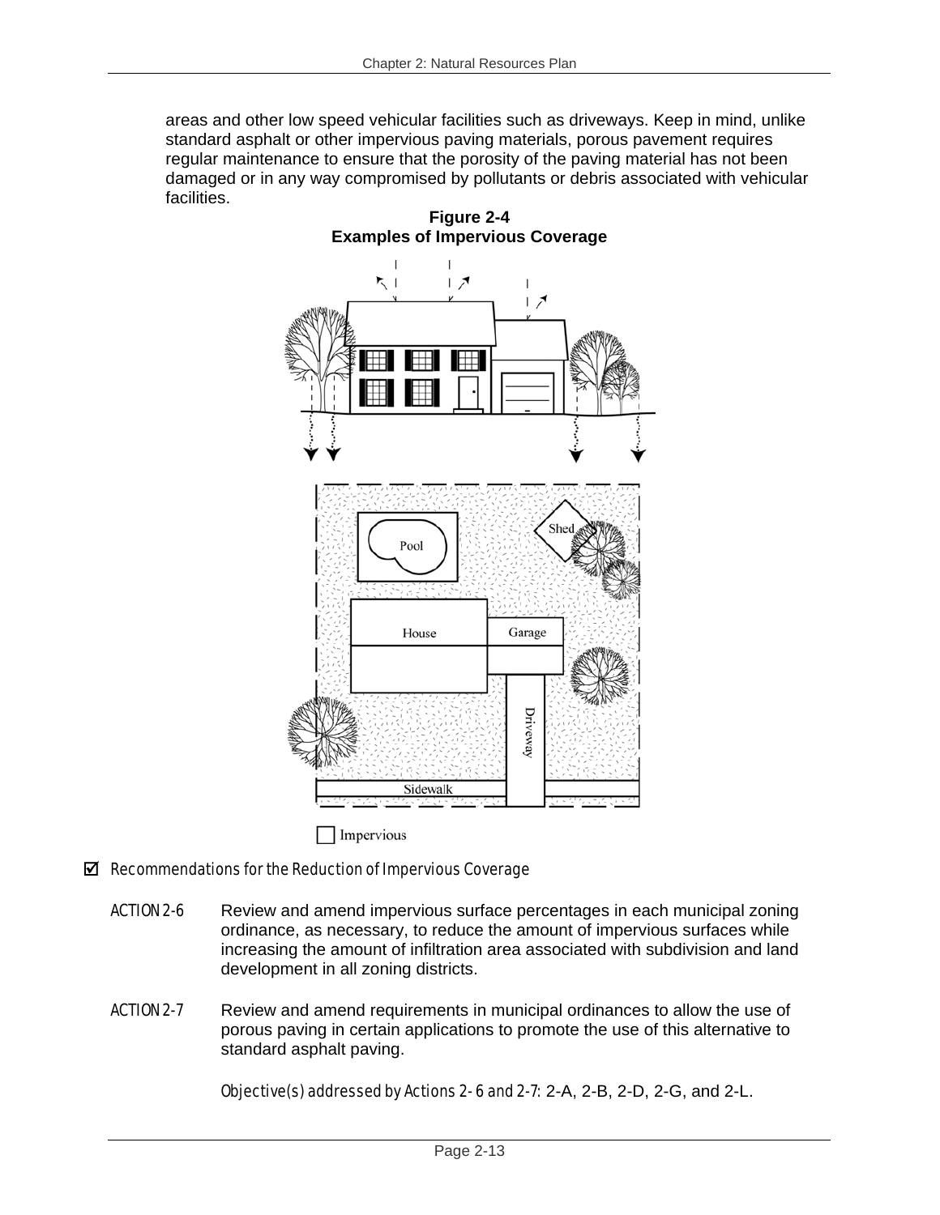areas and other low speed vehicular facilities such as driveways. Keep in mind, unlike standard asphalt or other impervious paving materials, porous pavement requires regular maintenance to ensure that the porosity of the paving material has not been damaged or in any way compromised by pollutants or debris associated with vehicular facilities.

**Figure 2-4**
**Examples of Impervious Coverage**

☑ *Recommendations for the Reduction of Impervious Coverage*

ACTION 2-6 Review and amend impervious surface percentages in each municipal zoning ordinance, as necessary, to reduce the amount of impervious surfaces while increasing the amount of infiltration area associated with subdivision and land development in all zoning districts.

ACTION 2-7 Review and amend requirements in municipal ordinances to allow the use of porous paving in certain applications to promote the use of this alternative to standard asphalt paving.

*Objective(s) addressed by Actions 2-6 and 2-7*: 2-A, 2-B, 2-D, 2-G, and 2-L.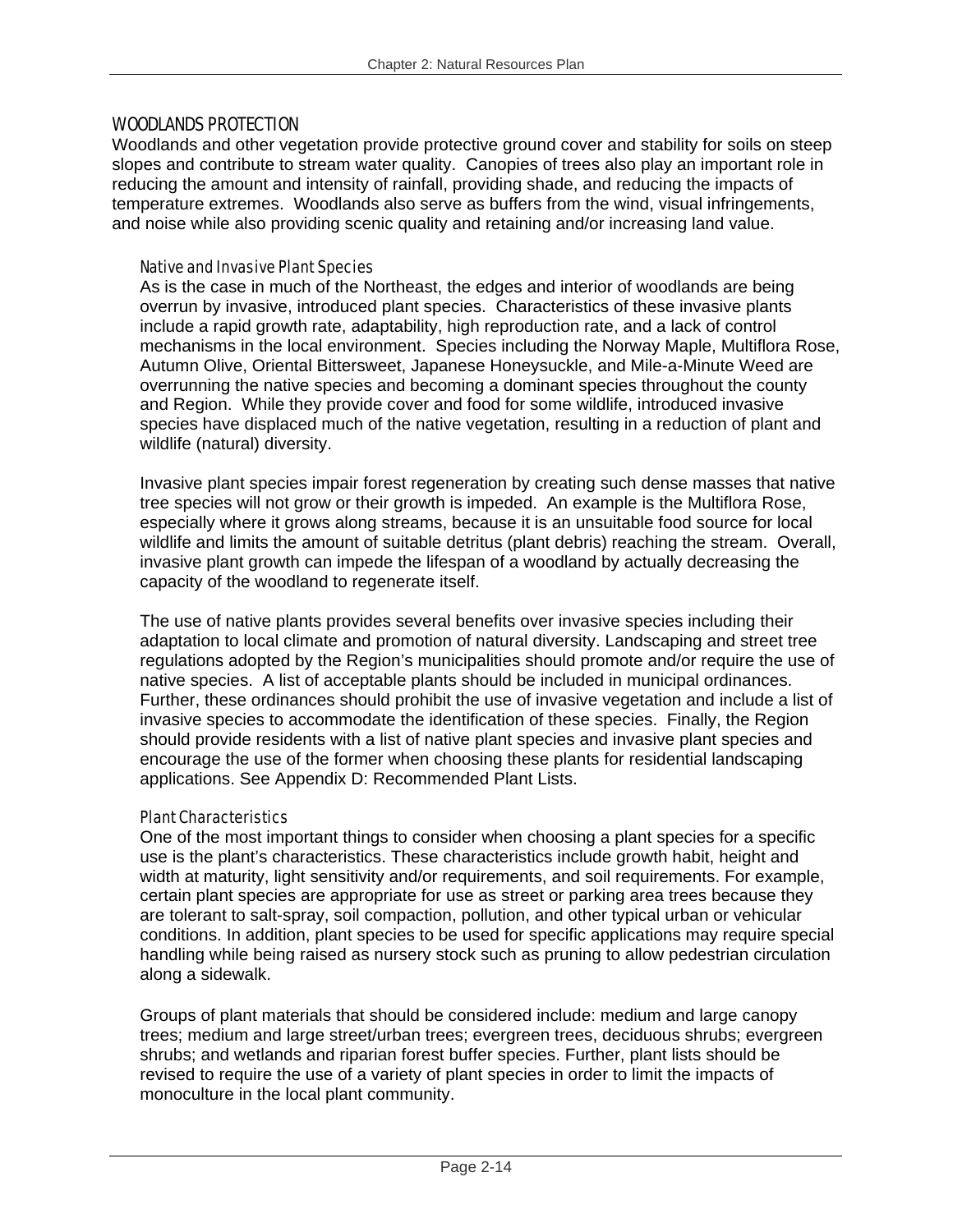## WOODLANDS PROTECTION

Woodlands and other vegetation provide protective ground cover and stability for soils on steep slopes and contribute to stream water quality. Canopies of trees also play an important role in reducing the amount and intensity of rainfall, providing shade, and reducing the impacts of temperature extremes. Woodlands also serve as buffers from the wind, visual infringements, and noise while also providing scenic quality and retaining and/or increasing land value.

### Native and Invasive Plant Species

As is the case in much of the Northeast, the edges and interior of woodlands are being overrun by invasive, introduced plant species. Characteristics of these invasive plants include a rapid growth rate, adaptability, high reproduction rate, and a lack of control mechanisms in the local environment. Species including the Norway Maple, Multiflora Rose, Autumn Olive, Oriental Bittersweet, Japanese Honeysuckle, and Mile-a-Minute Weed are overrunning the native species and becoming a dominant species throughout the county and Region. While they provide cover and food for some wildlife, introduced invasive species have displaced much of the native vegetation, resulting in a reduction of plant and wildlife (natural) diversity.

Invasive plant species impair forest regeneration by creating such dense masses that native tree species will not grow or their growth is impeded. An example is the Multiflora Rose, especially where it grows along streams, because it is an unsuitable food source for local wildlife and limits the amount of suitable detritus (plant debris) reaching the stream. Overall, invasive plant growth can impede the lifespan of a woodland by actually decreasing the capacity of the woodland to regenerate itself.

The use of native plants provides several benefits over invasive species including their adaptation to local climate and promotion of natural diversity. Landscaping and street tree regulations adopted by the Region's municipalities should promote and/or require the use of native species. A list of acceptable plants should be included in municipal ordinances. Further, these ordinances should prohibit the use of invasive vegetation and include a list of invasive species to accommodate the identification of these species. Finally, the Region should provide residents with a list of native plant species and invasive plant species and encourage the use of the former when choosing these plants for residential landscaping applications. See Appendix D: Recommended Plant Lists.

### Plant Characteristics

One of the most important things to consider when choosing a plant species for a specific use is the plant's characteristics. These characteristics include growth habit, height and width at maturity, light sensitivity and/or requirements, and soil requirements. For example, certain plant species are appropriate for use as street or parking area trees because they are tolerant to salt-spray, soil compaction, pollution, and other typical urban or vehicular conditions. In addition, plant species to be used for specific applications may require special handling while being raised as nursery stock such as pruning to allow pedestrian circulation along a sidewalk.

Groups of plant materials that should be considered include: medium and large canopy trees; medium and large street/urban trees; evergreen trees, deciduous shrubs; evergreen shrubs; and wetlands and riparian forest buffer species. Further, plant lists should be revised to require the use of a variety of plant species in order to limit the impacts of monoculture in the local plant community.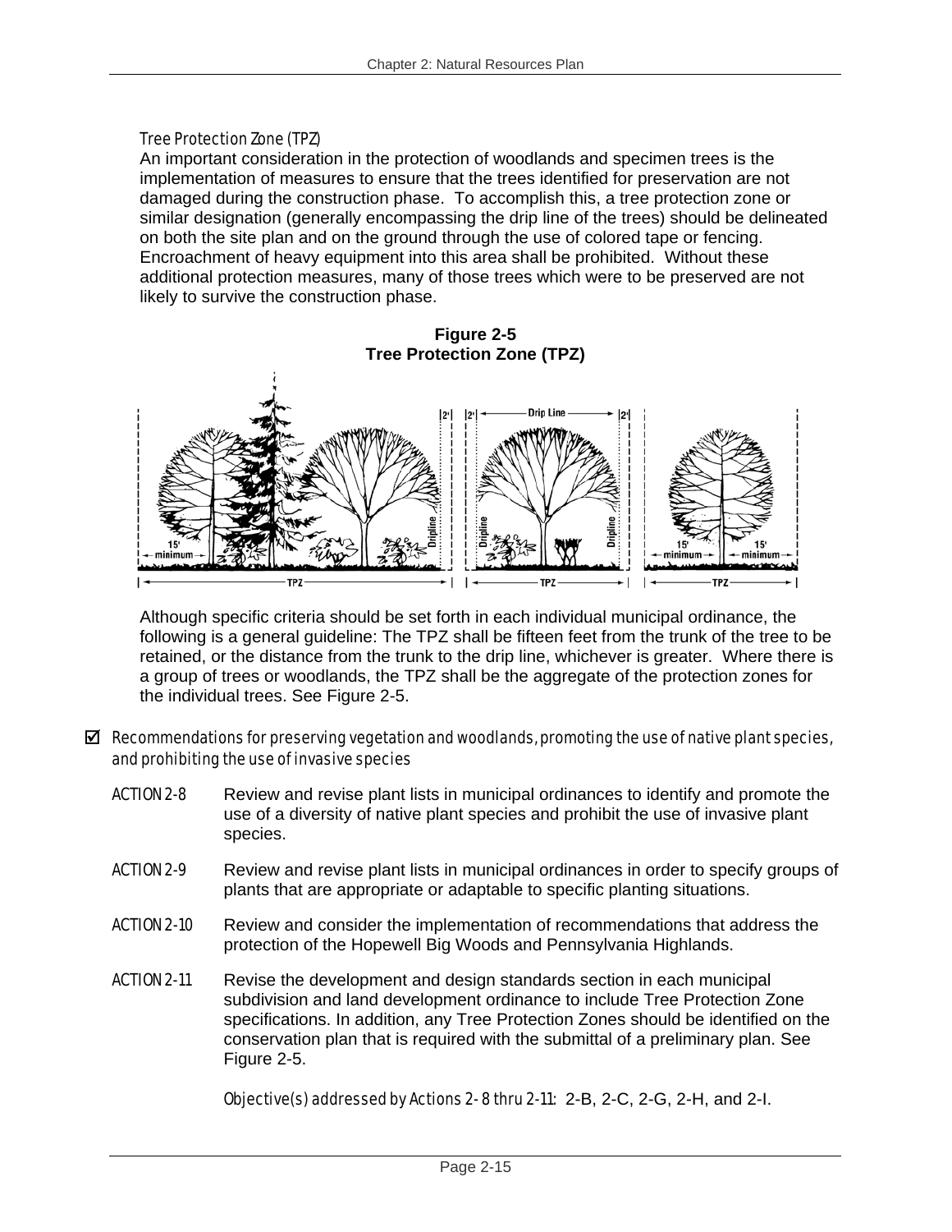### Tree Protection Zone (TPZ)

An important consideration in the protection of woodlands and specimen trees is the implementation of measures to ensure that the trees identified for preservation are not damaged during the construction phase. To accomplish this, a tree protection zone or similar designation (generally encompassing the drip line of the trees) should be delineated on both the site plan and on the ground through the use of colored tape or fencing. Encroachment of heavy equipment into this area shall be prohibited. Without these additional protection measures, many of those trees which were to be preserved are not likely to survive the construction phase.

**Figure 2-5**
**Tree Protection Zone (TPZ)**

Although specific criteria should be set forth in each individual municipal ordinance, the following is a general guideline: The TPZ shall be fifteen feet from the trunk of the tree to be retained, or the distance from the trunk to the drip line, whichever is greater. Where there is a group of trees or woodlands, the TPZ shall be the aggregate of the protection zones for the individual trees. See Figure 2-5.

### ☑ Recommendations for preserving vegetation and woodlands, promoting the use of native plant species, and prohibiting the use of invasive species

ACTION 2-8 Review and revise plant lists in municipal ordinances to identify and promote the use of a diversity of native plant species and prohibit the use of invasive plant species.

ACTION 2-9 Review and revise plant lists in municipal ordinances in order to specify groups of plants that are appropriate or adaptable to specific planting situations.

ACTION 2-10 Review and consider the implementation of recommendations that address the protection of the Hopewell Big Woods and Pennsylvania Highlands.

ACTION 2-11 Revise the development and design standards section in each municipal subdivision and land development ordinance to include Tree Protection Zone specifications. In addition, any Tree Protection Zones should be identified on the conservation plan that is required with the submittal of a preliminary plan. See Figure 2-5.

*Objective(s) addressed by Actions 2- 8 thru 2-11:* 2-B, 2-C, 2-G, 2-H, and 2-I.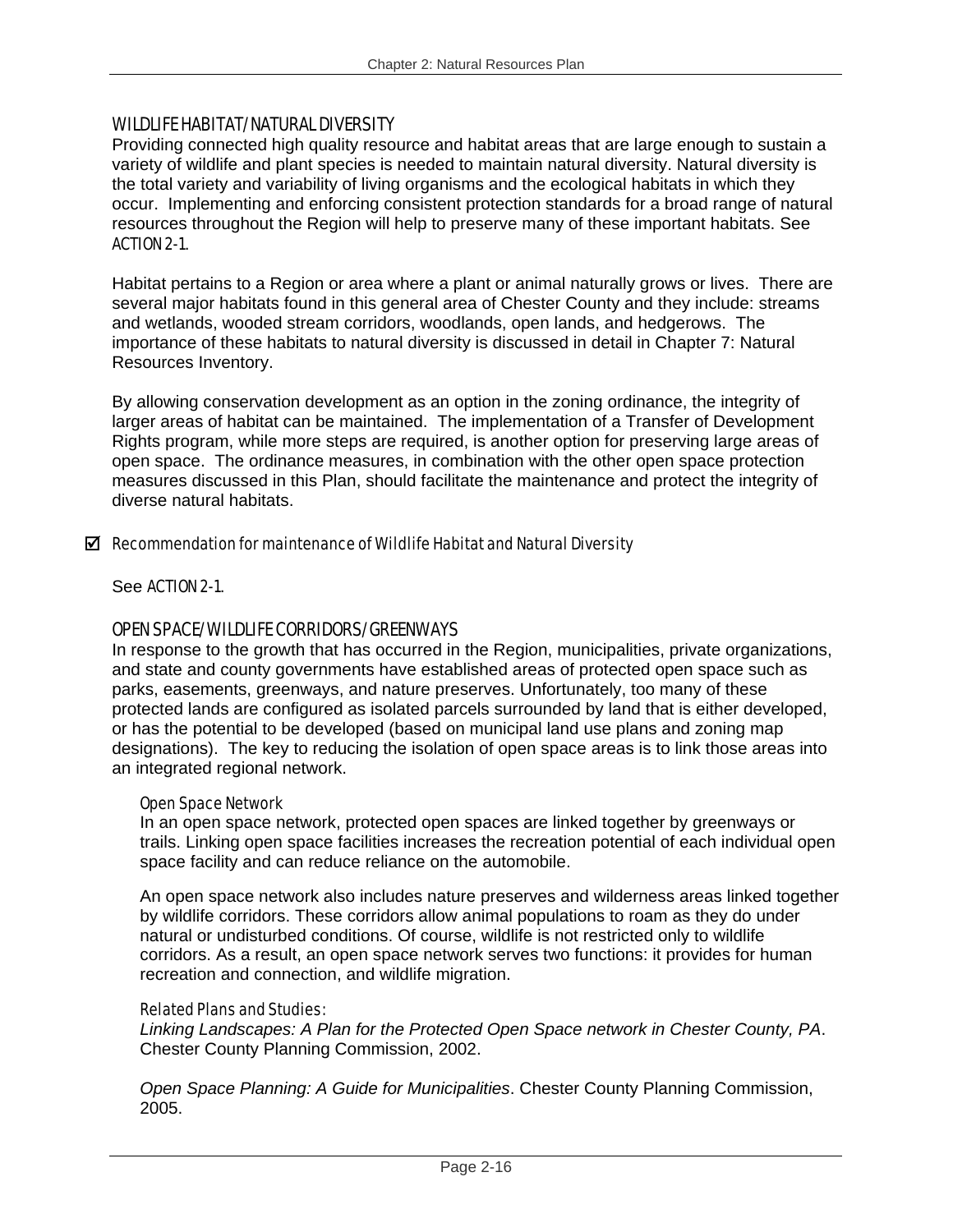## WILDLIFE HABITAT/NATURAL DIVERSITY

Providing connected high quality resource and habitat areas that are large enough to sustain a variety of wildlife and plant species is needed to maintain natural diversity. Natural diversity is the total variety and variability of living organisms and the ecological habitats in which they occur. Implementing and enforcing consistent protection standards for a broad range of natural resources throughout the Region will help to preserve many of these important habitats. See ACTION 2-1.

Habitat pertains to a Region or area where a plant or animal naturally grows or lives. There are several major habitats found in this general area of Chester County and they include: streams and wetlands, wooded stream corridors, woodlands, open lands, and hedgerows. The importance of these habitats to natural diversity is discussed in detail in Chapter 7: Natural Resources Inventory.

By allowing conservation development as an option in the zoning ordinance, the integrity of larger areas of habitat can be maintained. The implementation of a Transfer of Development Rights program, while more steps are required, is another option for preserving large areas of open space. The ordinance measures, in combination with the other open space protection measures discussed in this Plan, should facilitate the maintenance and protect the integrity of diverse natural habitats.

☑ *Recommendation for maintenance of Wildlife Habitat and Natural Diversity*

See ACTION 2-1.

## OPEN SPACE/WILDLIFE CORRIDORS/GREENWAYS

In response to the growth that has occurred in the Region, municipalities, private organizations, and state and county governments have established areas of protected open space such as parks, easements, greenways, and nature preserves. Unfortunately, too many of these protected lands are configured as isolated parcels surrounded by land that is either developed, or has the potential to be developed (based on municipal land use plans and zoning map designations). The key to reducing the isolation of open space areas is to link those areas into an integrated regional network.

### Open Space Network

In an open space network, protected open spaces are linked together by greenways or trails. Linking open space facilities increases the recreation potential of each individual open space facility and can reduce reliance on the automobile.

An open space network also includes nature preserves and wilderness areas linked together by wildlife corridors. These corridors allow animal populations to roam as they do under natural or undisturbed conditions. Of course, wildlife is not restricted only to wildlife corridors. As a result, an open space network serves two functions: it provides for human recreation and connection, and wildlife migration.

### Related Plans and Studies:

*Linking Landscapes: A Plan for the Protected Open Space network in Chester County, PA*. Chester County Planning Commission, 2002.

*Open Space Planning: A Guide for Municipalities*. Chester County Planning Commission, 2005.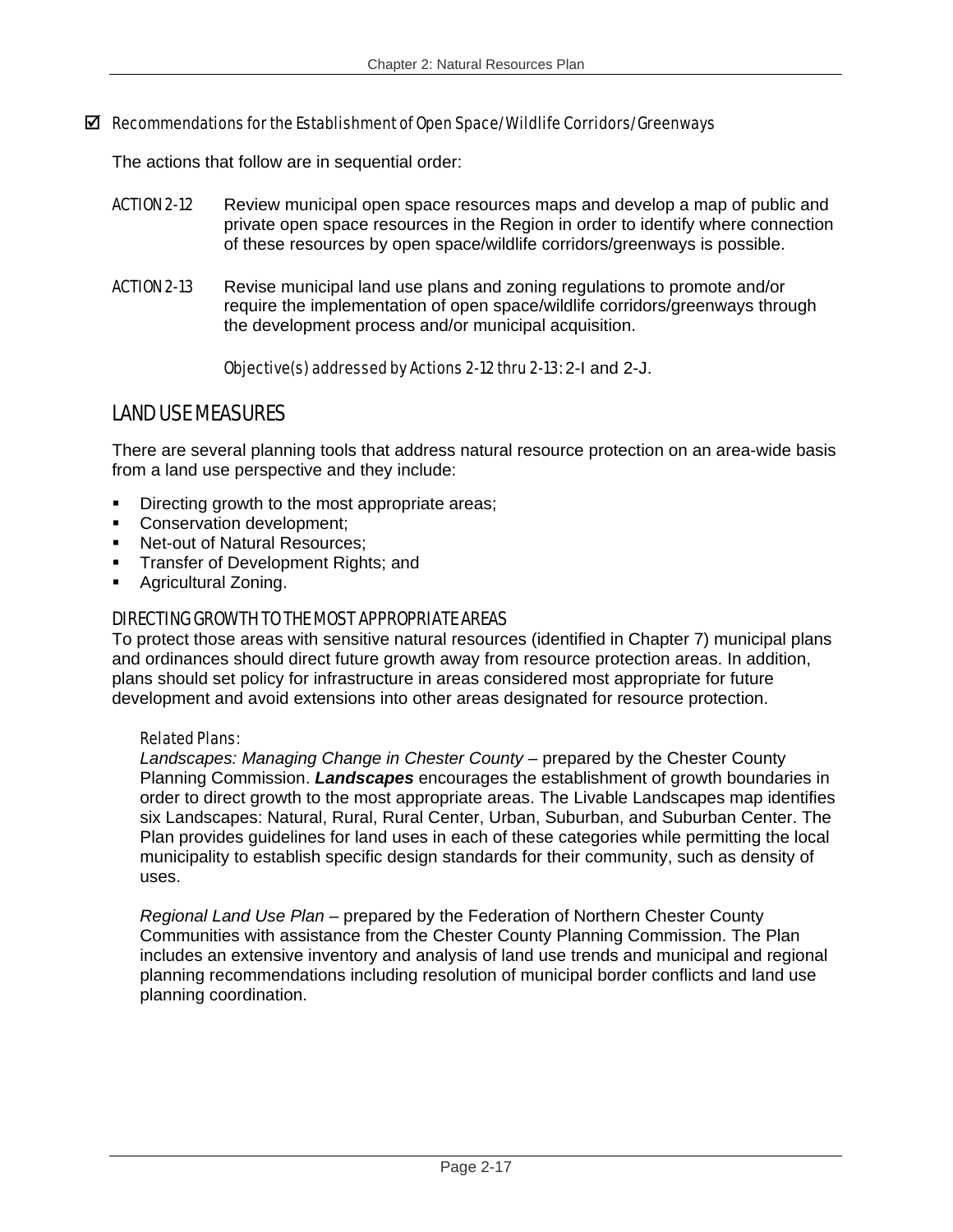☑ *Recommendations for the Establishment of Open Space/Wildlife Corridors/Greenways*

The actions that follow are in sequential order:

ACTION 2-12 Review municipal open space resources maps and develop a map of public and private open space resources in the Region in order to identify where connection of these resources by open space/wildlife corridors/greenways is possible.

ACTION 2-13 Revise municipal land use plans and zoning regulations to promote and/or require the implementation of open space/wildlife corridors/greenways through the development process and/or municipal acquisition.

*Objective(s) addressed by Actions 2-12 thru 2-13:* 2-I and 2-J.

## LAND USE MEASURES

There are several planning tools that address natural resource protection on an area-wide basis from a land use perspective and they include:

- Directing growth to the most appropriate areas;
- Conservation development;
- Net-out of Natural Resources;
- Transfer of Development Rights; and
- Agricultural Zoning.

### DIRECTING GROWTH TO THE MOST APPROPRIATE AREAS

To protect those areas with sensitive natural resources (identified in Chapter 7) municipal plans and ordinances should direct future growth away from resource protection areas. In addition, plans should set policy for infrastructure in areas considered most appropriate for future development and avoid extensions into other areas designated for resource protection.

*Related Plans:*
*Landscapes: Managing Change in Chester County* – prepared by the Chester County Planning Commission. ***Landscapes*** encourages the establishment of growth boundaries in order to direct growth to the most appropriate areas. The Livable Landscapes map identifies six Landscapes: Natural, Rural, Rural Center, Urban, Suburban, and Suburban Center. The Plan provides guidelines for land uses in each of these categories while permitting the local municipality to establish specific design standards for their community, such as density of uses.

*Regional Land Use Plan* – prepared by the Federation of Northern Chester County Communities with assistance from the Chester County Planning Commission. The Plan includes an extensive inventory and analysis of land use trends and municipal and regional planning recommendations including resolution of municipal border conflicts and land use planning coordination.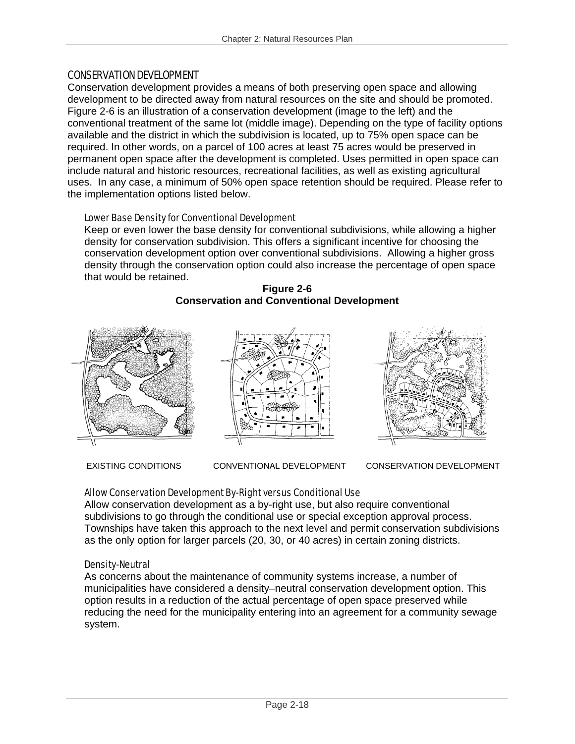## CONSERVATION DEVELOPMENT

Conservation development provides a means of both preserving open space and allowing development to be directed away from natural resources on the site and should be promoted. Figure 2-6 is an illustration of a conservation development (image to the left) and the conventional treatment of the same lot (middle image). Depending on the type of facility options available and the district in which the subdivision is located, up to 75% open space can be required. In other words, on a parcel of 100 acres at least 75 acres would be preserved in permanent open space after the development is completed. Uses permitted in open space can include natural and historic resources, recreational facilities, as well as existing agricultural uses. In any case, a minimum of 50% open space retention should be required. Please refer to the implementation options listed below.

### Lower Base Density for Conventional Development

Keep or even lower the base density for conventional subdivisions, while allowing a higher density for conservation subdivision. This offers a significant incentive for choosing the conservation development option over conventional subdivisions. Allowing a higher gross density through the conservation option could also increase the percentage of open space that would be retained.

**Figure 2-6**
**Conservation and Conventional Development**

EXISTING CONDITIONS    CONVENTIONAL DEVELOPMENT    CONSERVATION DEVELOPMENT

### Allow Conservation Development By-Right versus Conditional Use

Allow conservation development as a by-right use, but also require conventional subdivisions to go through the conditional use or special exception approval process. Townships have taken this approach to the next level and permit conservation subdivisions as the only option for larger parcels (20, 30, or 40 acres) in certain zoning districts.

### Density-Neutral

As concerns about the maintenance of community systems increase, a number of municipalities have considered a density–neutral conservation development option. This option results in a reduction of the actual percentage of open space preserved while reducing the need for the municipality entering into an agreement for a community sewage system.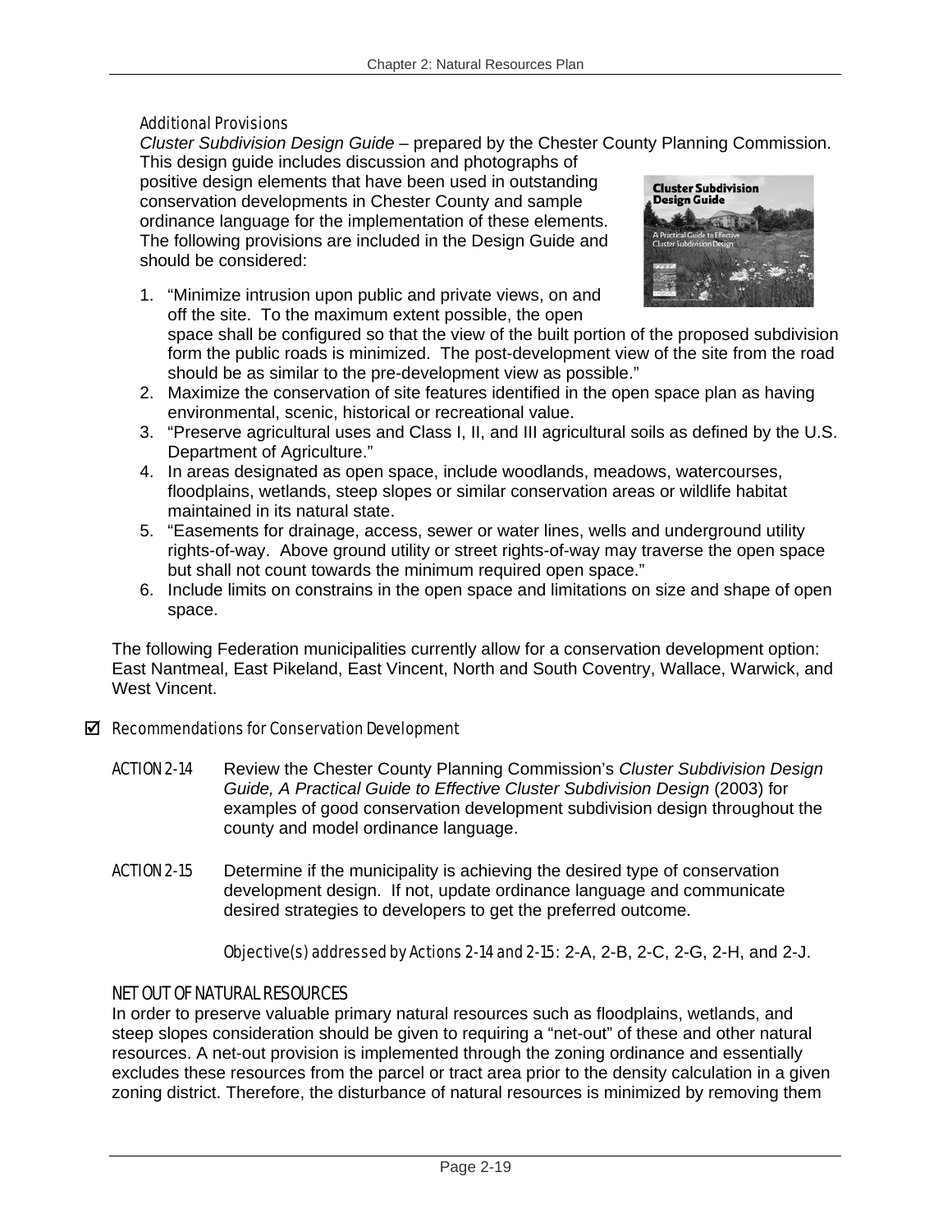#### Additional Provisions

*Cluster Subdivision Design Guide* – prepared by the Chester County Planning Commission. This design guide includes discussion and photographs of positive design elements that have been used in outstanding conservation developments in Chester County and sample ordinance language for the implementation of these elements. The following provisions are included in the Design Guide and should be considered:

1. "Minimize intrusion upon public and private views, on and off the site. To the maximum extent possible, the open space shall be configured so that the view of the built portion of the proposed subdivision form the public roads is minimized. The post-development view of the site from the road should be as similar to the pre-development view as possible."
2. Maximize the conservation of site features identified in the open space plan as having environmental, scenic, historical or recreational value.
3. "Preserve agricultural uses and Class I, II, and III agricultural soils as defined by the U.S. Department of Agriculture."
4. In areas designated as open space, include woodlands, meadows, watercourses, floodplains, wetlands, steep slopes or similar conservation areas or wildlife habitat maintained in its natural state.
5. "Easements for drainage, access, sewer or water lines, wells and underground utility rights-of-way. Above ground utility or street rights-of-way may traverse the open space but shall not count towards the minimum required open space."
6. Include limits on constrains in the open space and limitations on size and shape of open space.

The following Federation municipalities currently allow for a conservation development option: East Nantmeal, East Pikeland, East Vincent, North and South Coventry, Wallace, Warwick, and West Vincent.

#### ☑ Recommendations for Conservation Development

ACTION 2-14 Review the Chester County Planning Commission's *Cluster Subdivision Design Guide, A Practical Guide to Effective Cluster Subdivision Design* (2003) for examples of good conservation development subdivision design throughout the county and model ordinance language.

ACTION 2-15 Determine if the municipality is achieving the desired type of conservation development design. If not, update ordinance language and communicate desired strategies to developers to get the preferred outcome.

*Objective(s) addressed by Actions 2-14 and 2-15*: 2-A, 2-B, 2-C, 2-G, 2-H, and 2-J.

### NET OUT OF NATURAL RESOURCES

In order to preserve valuable primary natural resources such as floodplains, wetlands, and steep slopes consideration should be given to requiring a "net-out" of these and other natural resources. A net-out provision is implemented through the zoning ordinance and essentially excludes these resources from the parcel or tract area prior to the density calculation in a given zoning district. Therefore, the disturbance of natural resources is minimized by removing them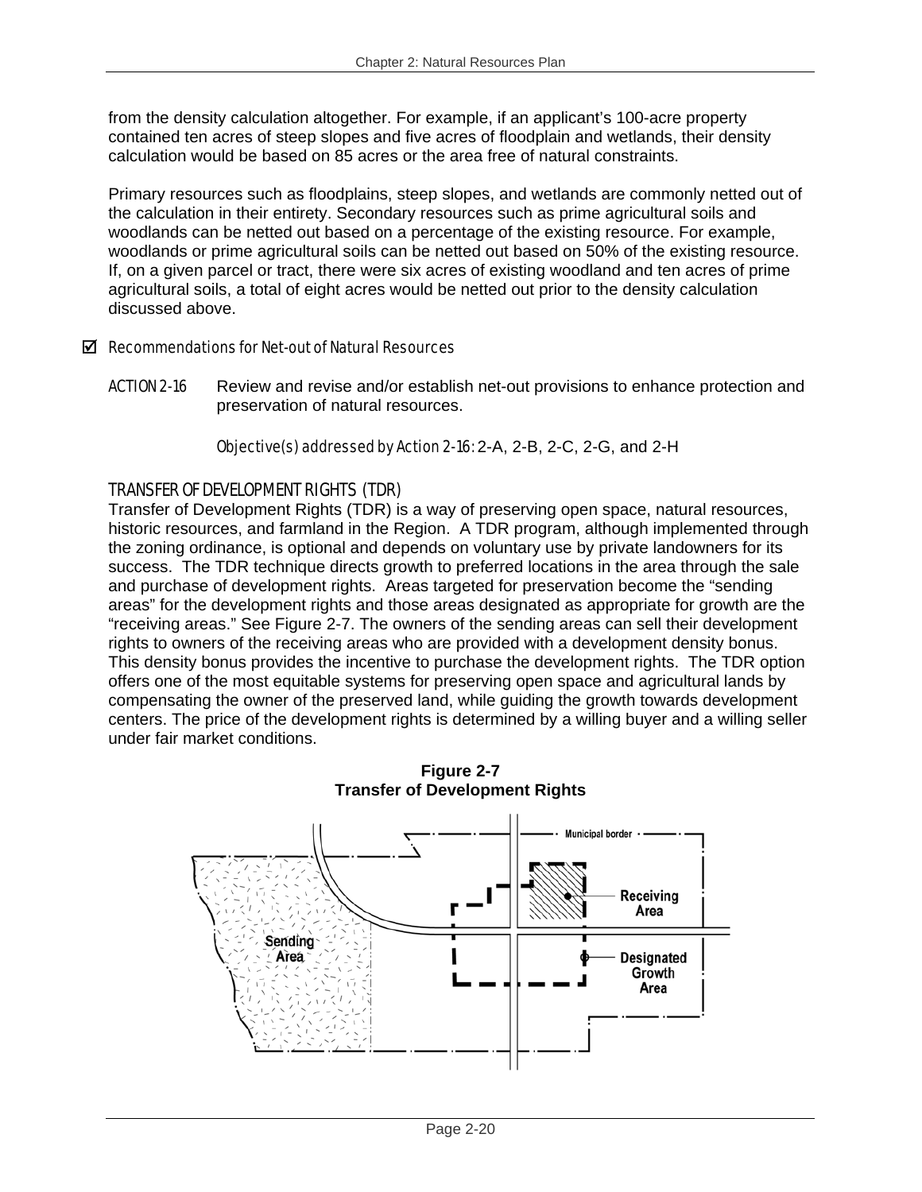from the density calculation altogether. For example, if an applicant's 100-acre property contained ten acres of steep slopes and five acres of floodplain and wetlands, their density calculation would be based on 85 acres or the area free of natural constraints.

Primary resources such as floodplains, steep slopes, and wetlands are commonly netted out of the calculation in their entirety. Secondary resources such as prime agricultural soils and woodlands can be netted out based on a percentage of the existing resource. For example, woodlands or prime agricultural soils can be netted out based on 50% of the existing resource. If, on a given parcel or tract, there were six acres of existing woodland and ten acres of prime agricultural soils, a total of eight acres would be netted out prior to the density calculation discussed above.

☑ *Recommendations for Net-out of Natural Resources*

*ACTION 2-16* Review and revise and/or establish net-out provisions to enhance protection and preservation of natural resources.

*Objective(s) addressed by Action 2-16:* 2-A, 2-B, 2-C, 2-G, and 2-H

### TRANSFER OF DEVELOPMENT RIGHTS (TDR)

Transfer of Development Rights (TDR) is a way of preserving open space, natural resources, historic resources, and farmland in the Region. A TDR program, although implemented through the zoning ordinance, is optional and depends on voluntary use by private landowners for its success. The TDR technique directs growth to preferred locations in the area through the sale and purchase of development rights. Areas targeted for preservation become the "sending areas" for the development rights and those areas designated as appropriate for growth are the "receiving areas." See Figure 2-7. The owners of the sending areas can sell their development rights to owners of the receiving areas who are provided with a development density bonus. This density bonus provides the incentive to purchase the development rights. The TDR option offers one of the most equitable systems for preserving open space and agricultural lands by compensating the owner of the preserved land, while guiding the growth towards development centers. The price of the development rights is determined by a willing buyer and a willing seller under fair market conditions.

**Figure 2-7**
**Transfer of Development Rights**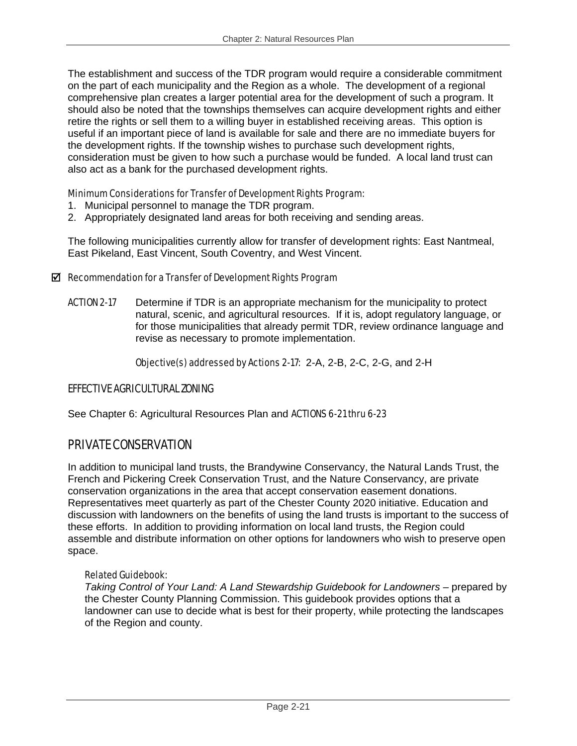The establishment and success of the TDR program would require a considerable commitment on the part of each municipality and the Region as a whole. The development of a regional comprehensive plan creates a larger potential area for the development of such a program. It should also be noted that the townships themselves can acquire development rights and either retire the rights or sell them to a willing buyer in established receiving areas. This option is useful if an important piece of land is available for sale and there are no immediate buyers for the development rights. If the township wishes to purchase such development rights, consideration must be given to how such a purchase would be funded. A local land trust can also act as a bank for the purchased development rights.

*Minimum Considerations for Transfer of Development Rights Program:*

1. Municipal personnel to manage the TDR program.
2. Appropriately designated land areas for both receiving and sending areas.

The following municipalities currently allow for transfer of development rights: East Nantmeal, East Pikeland, East Vincent, South Coventry, and West Vincent.

☑ *Recommendation for a Transfer of Development Rights Program*

ACTION 2-17 Determine if TDR is an appropriate mechanism for the municipality to protect natural, scenic, and agricultural resources. If it is, adopt regulatory language, or for those municipalities that already permit TDR, review ordinance language and revise as necessary to promote implementation.

*Objective(s) addressed by Actions 2-17:* 2-A, 2-B, 2-C, 2-G, and 2-H

### EFFECTIVE AGRICULTURAL ZONING

See Chapter 6: Agricultural Resources Plan and ACTIONS 6-21 thru 6-23

## PRIVATE CONSERVATION

In addition to municipal land trusts, the Brandywine Conservancy, the Natural Lands Trust, the French and Pickering Creek Conservation Trust, and the Nature Conservancy, are private conservation organizations in the area that accept conservation easement donations. Representatives meet quarterly as part of the Chester County 2020 initiative. Education and discussion with landowners on the benefits of using the land trusts is important to the success of these efforts. In addition to providing information on local land trusts, the Region could assemble and distribute information on other options for landowners who wish to preserve open space.

*Related Guidebook:*
*Taking Control of Your Land: A Land Stewardship Guidebook for Landowners* – prepared by the Chester County Planning Commission. This guidebook provides options that a landowner can use to decide what is best for their property, while protecting the landscapes of the Region and county.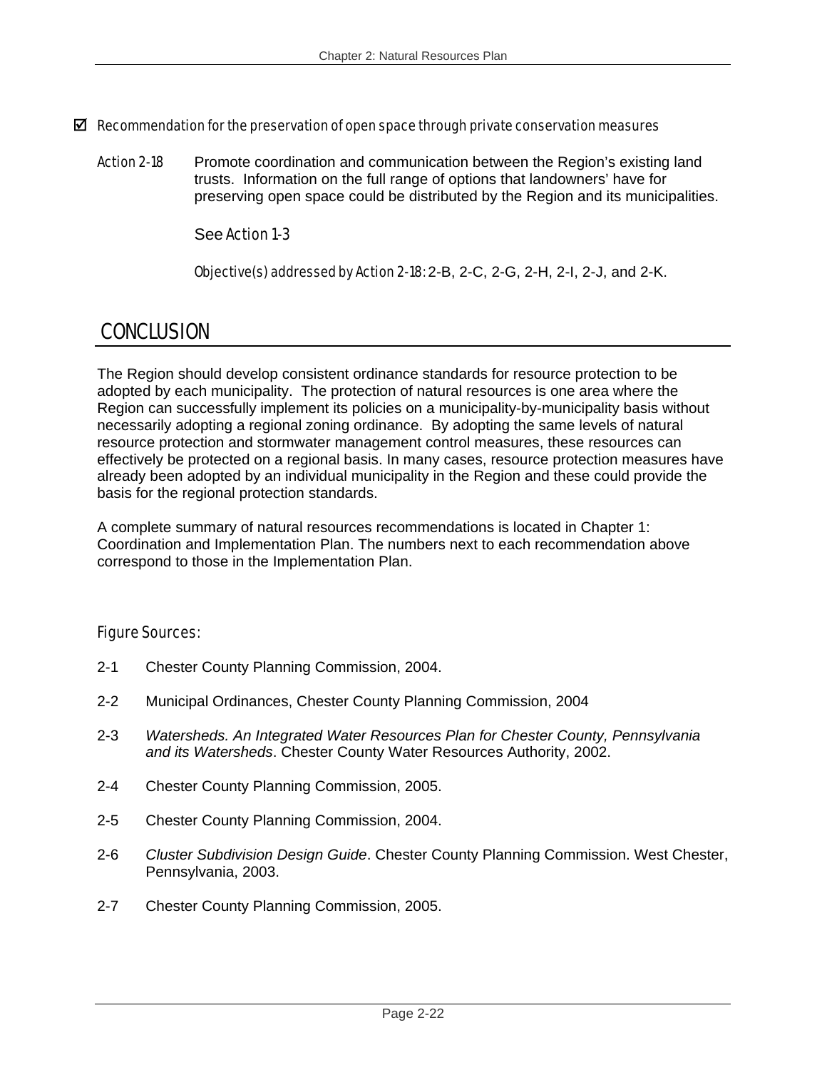☑ *Recommendation for the preservation of open space through private conservation measures*

*Action 2-18* Promote coordination and communication between the Region's existing land trusts. Information on the full range of options that landowners' have for preserving open space could be distributed by the Region and its municipalities.

See *Action 1-3*

*Objective(s) addressed by Action 2-18:* 2-B, 2-C, 2-G, 2-H, 2-I, 2-J, and 2-K.

## CONCLUSION

The Region should develop consistent ordinance standards for resource protection to be adopted by each municipality. The protection of natural resources is one area where the Region can successfully implement its policies on a municipality-by-municipality basis without necessarily adopting a regional zoning ordinance. By adopting the same levels of natural resource protection and stormwater management control measures, these resources can effectively be protected on a regional basis. In many cases, resource protection measures have already been adopted by an individual municipality in the Region and these could provide the basis for the regional protection standards.

A complete summary of natural resources recommendations is located in Chapter 1: Coordination and Implementation Plan. The numbers next to each recommendation above correspond to those in the Implementation Plan.

*Figure Sources:*

2-1 Chester County Planning Commission, 2004.

2-2 Municipal Ordinances, Chester County Planning Commission, 2004

2-3 *Watersheds. An Integrated Water Resources Plan for Chester County, Pennsylvania and its Watersheds*. Chester County Water Resources Authority, 2002.

2-4 Chester County Planning Commission, 2005.

2-5 Chester County Planning Commission, 2004.

2-6 *Cluster Subdivision Design Guide*. Chester County Planning Commission. West Chester, Pennsylvania, 2003.

2-7 Chester County Planning Commission, 2005.